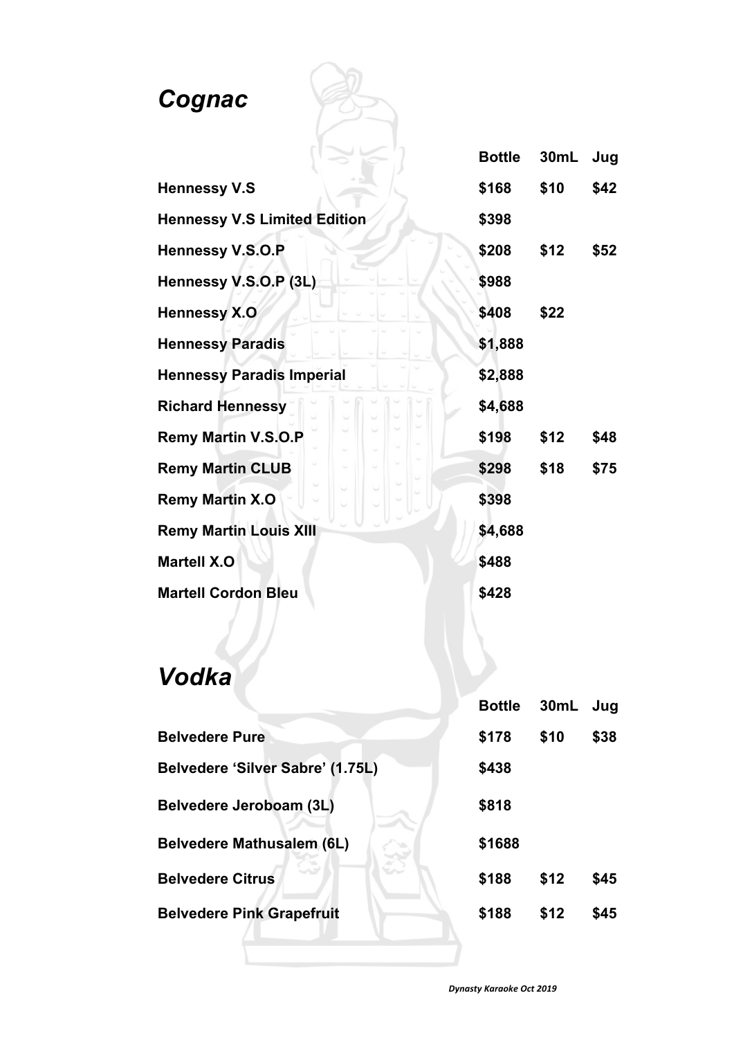## *Cognac*

| | Bottle | 30mL | Jug |
|---|---|---|---|
| **Hennessy V.S** | $168 | $10 | $42 |
| **Hennessy V.S Limited Edition** | $398 | | |
| **Hennessy V.S.O.P** | $208 | $12 | $52 |
| **Hennessy V.S.O.P (3L)** | $988 | | |
| **Hennessy X.O** | $408 | $22 | |
| **Hennessy Paradis** | $1,888 | | |
| **Hennessy Paradis Imperial** | $2,888 | | |
| **Richard Hennessy** | $4,688 | | |
| **Remy Martin V.S.O.P** | $198 | $12 | $48 |
| **Remy Martin CLUB** | $298 | $18 | $75 |
| **Remy Martin X.O** | $398 | | |
| **Remy Martin Louis XIII** | $4,688 | | |
| **Martell X.O** | $488 | | |
| **Martell Cordon Bleu** | $428 | | |

## *Vodka*

| | Bottle | 30mL | Jug |
|---|---|---|---|
| **Belvedere Pure** | $178 | $10 | $38 |
| **Belvedere 'Silver Sabre' (1.75L)** | $438 | | |
| **Belvedere Jeroboam (3L)** | $818 | | |
| **Belvedere Mathusalem (6L)** | $1688 | | |
| **Belvedere Citrus** | $188 | $12 | $45 |
| **Belvedere Pink Grapefruit** | $188 | $12 | $45 |

*Dynasty Karaoke Oct 2019*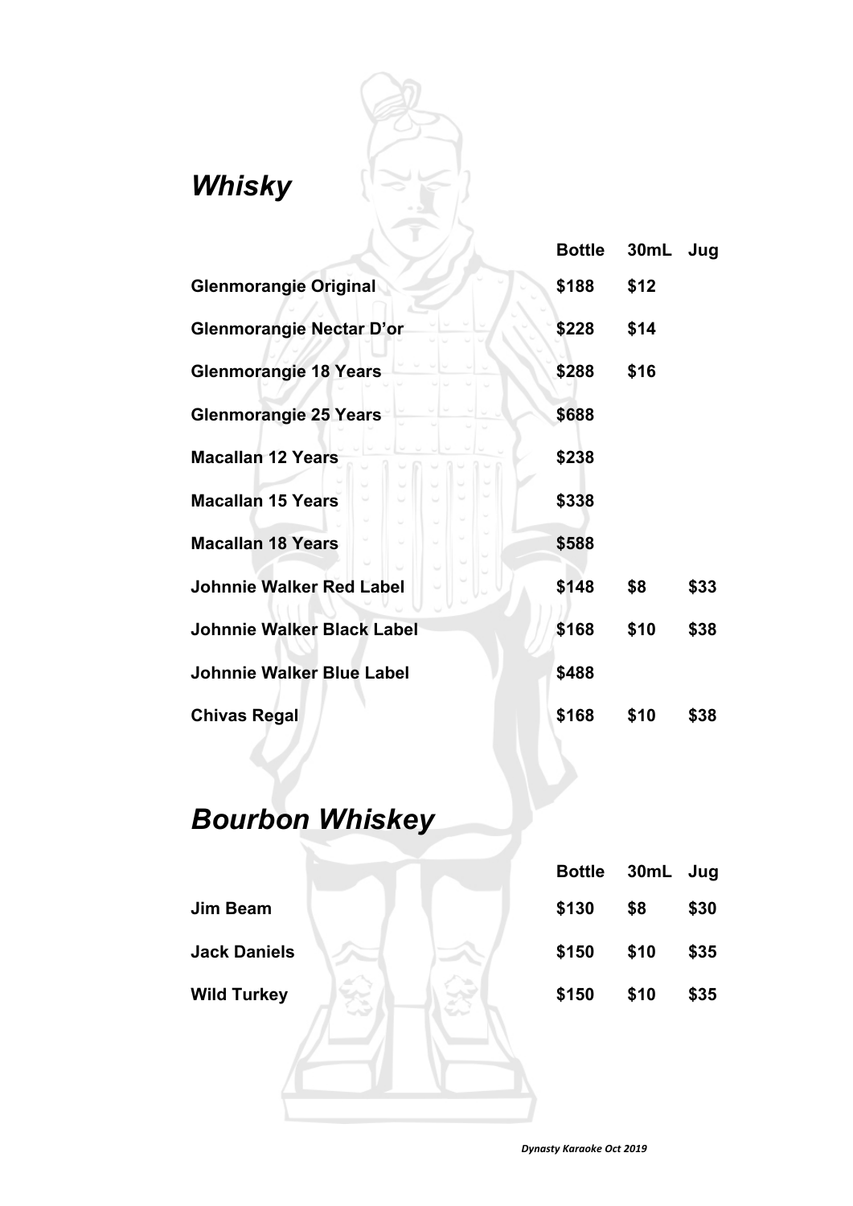## *Whisky*

| | Bottle | 30mL | Jug |
|---|---|---|---|
| **Glenmorangie Original** | $188 | $12 | |
| **Glenmorangie Nectar D'or** | $228 | $14 | |
| **Glenmorangie 18 Years** | $288 | $16 | |
| **Glenmorangie 25 Years** | $688 | | |
| **Macallan 12 Years** | $238 | | |
| **Macallan 15 Years** | $338 | | |
| **Macallan 18 Years** | $588 | | |
| **Johnnie Walker Red Label** | $148 | $8 | $33 |
| **Johnnie Walker Black Label** | $168 | $10 | $38 |
| **Johnnie Walker Blue Label** | $488 | | |
| **Chivas Regal** | $168 | $10 | $38 |

## *Bourbon Whiskey*

| | Bottle | 30mL | Jug |
|---|---|---|---|
| **Jim Beam** | $130 | $8 | $30 |
| **Jack Daniels** | $150 | $10 | $35 |
| **Wild Turkey** | $150 | $10 | $35 |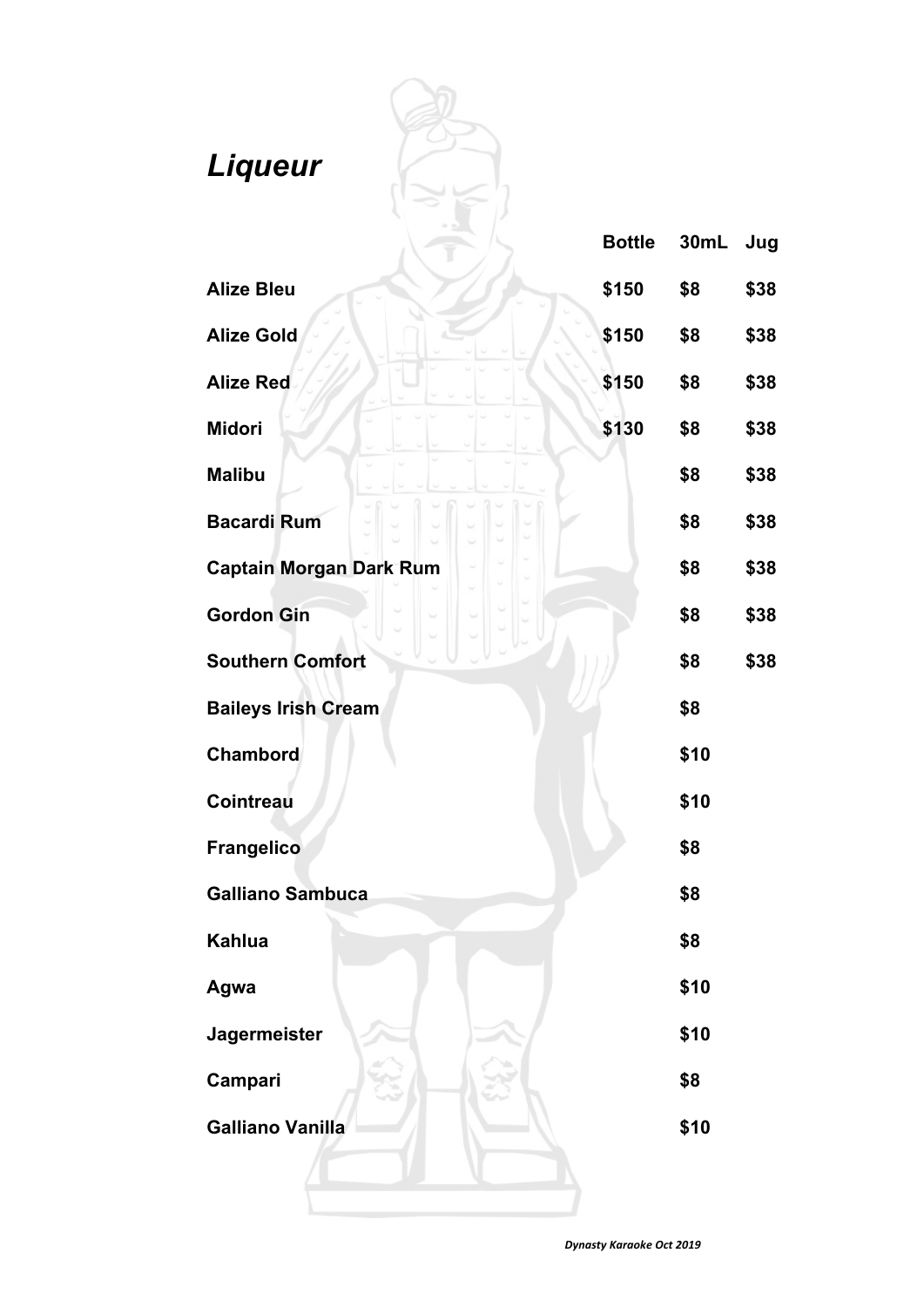# *Liqueur*

| | Bottle | 30mL | Jug |
|---|---|---|---|
| **Alize Bleu** | $150 | $8 | $38 |
| **Alize Gold** | $150 | $8 | $38 |
| **Alize Red** | $150 | $8 | $38 |
| **Midori** | $130 | $8 | $38 |
| **Malibu** | | $8 | $38 |
| **Bacardi Rum** | | $8 | $38 |
| **Captain Morgan Dark Rum** | | $8 | $38 |
| **Gordon Gin** | | $8 | $38 |
| **Southern Comfort** | | $8 | $38 |
| **Baileys Irish Cream** | | $8 | |
| **Chambord** | | $10 | |
| **Cointreau** | | $10 | |
| **Frangelico** | | $8 | |
| **Galliano Sambuca** | | $8 | |
| **Kahlua** | | $8 | |
| **Agwa** | | $10 | |
| **Jagermeister** | | $10 | |
| **Campari** | | $8 | |
| **Galliano Vanilla** | | $10 | |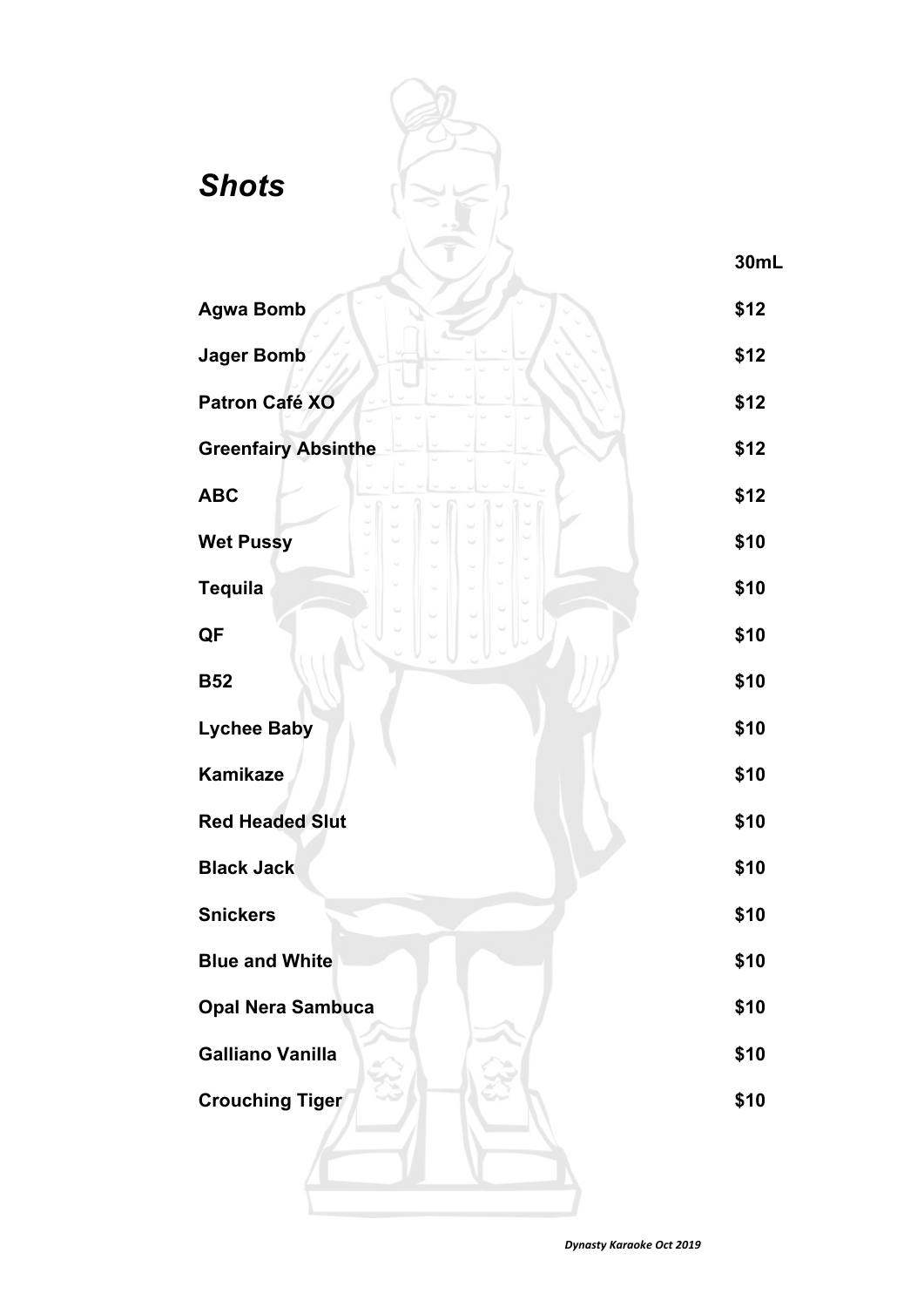## *Shots*

| | 30mL |
|---|---|
| **Agwa Bomb** | **$12** |
| **Jager Bomb** | **$12** |
| **Patron Café XO** | **$12** |
| **Greenfairy Absinthe** | **$12** |
| **ABC** | **$12** |
| **Wet Pussy** | **$10** |
| **Tequila** | **$10** |
| **QF** | **$10** |
| **B52** | **$10** |
| **Lychee Baby** | **$10** |
| **Kamikaze** | **$10** |
| **Red Headed Slut** | **$10** |
| **Black Jack** | **$10** |
| **Snickers** | **$10** |
| **Blue and White** | **$10** |
| **Opal Nera Sambuca** | **$10** |
| **Galliano Vanilla** | **$10** |
| **Crouching Tiger** | **$10** |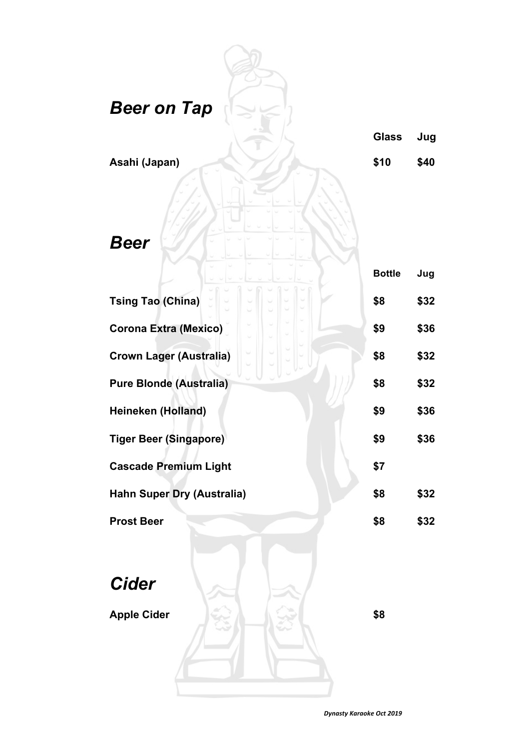## *Beer on Tap*

| | Glass | Jug |
|---|---|---|
| **Asahi (Japan)** | **$10** | **$40** |

## *Beer*

| | Bottle | Jug |
|---|---|---|
| **Tsing Tao (China)** | **$8** | **$32** |
| **Corona Extra (Mexico)** | **$9** | **$36** |
| **Crown Lager (Australia)** | **$8** | **$32** |
| **Pure Blonde (Australia)** | **$8** | **$32** |
| **Heineken (Holland)** | **$9** | **$36** |
| **Tiger Beer (Singapore)** | **$9** | **$36** |
| **Cascade Premium Light** | **$7** | |
| **Hahn Super Dry (Australia)** | **$8** | **$32** |
| **Prost Beer** | **$8** | **$32** |

## *Cider*

| | |
|---|---|
| **Apple Cider** | **$8** |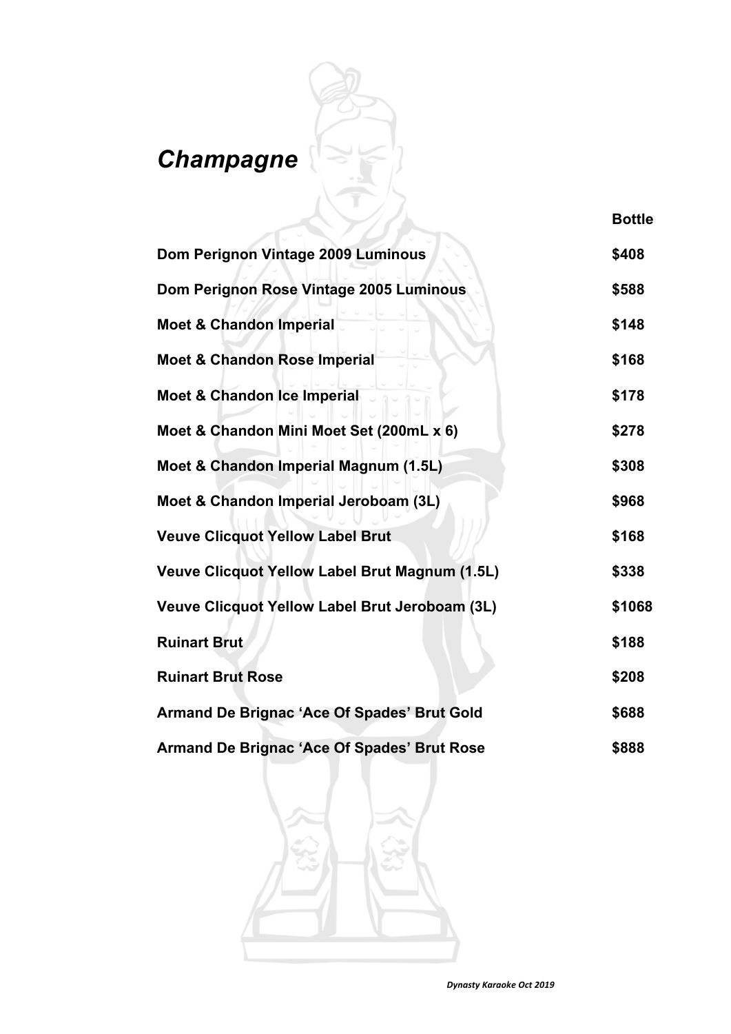# *Champagne*

| | Bottle |
|---|---|
| **Dom Perignon Vintage 2009 Luminous** | **$408** |
| **Dom Perignon Rose Vintage 2005 Luminous** | **$588** |
| **Moet & Chandon Imperial** | **$148** |
| **Moet & Chandon Rose Imperial** | **$168** |
| **Moet & Chandon Ice Imperial** | **$178** |
| **Moet & Chandon Mini Moet Set (200mL x 6)** | **$278** |
| **Moet & Chandon Imperial Magnum (1.5L)** | **$308** |
| **Moet & Chandon Imperial Jeroboam (3L)** | **$968** |
| **Veuve Clicquot Yellow Label Brut** | **$168** |
| **Veuve Clicquot Yellow Label Brut Magnum (1.5L)** | **$338** |
| **Veuve Clicquot Yellow Label Brut Jeroboam (3L)** | **$1068** |
| **Ruinart Brut** | **$188** |
| **Ruinart Brut Rose** | **$208** |
| **Armand De Brignac 'Ace Of Spades' Brut Gold** | **$688** |
| **Armand De Brignac 'Ace Of Spades' Brut Rose** | **$888** |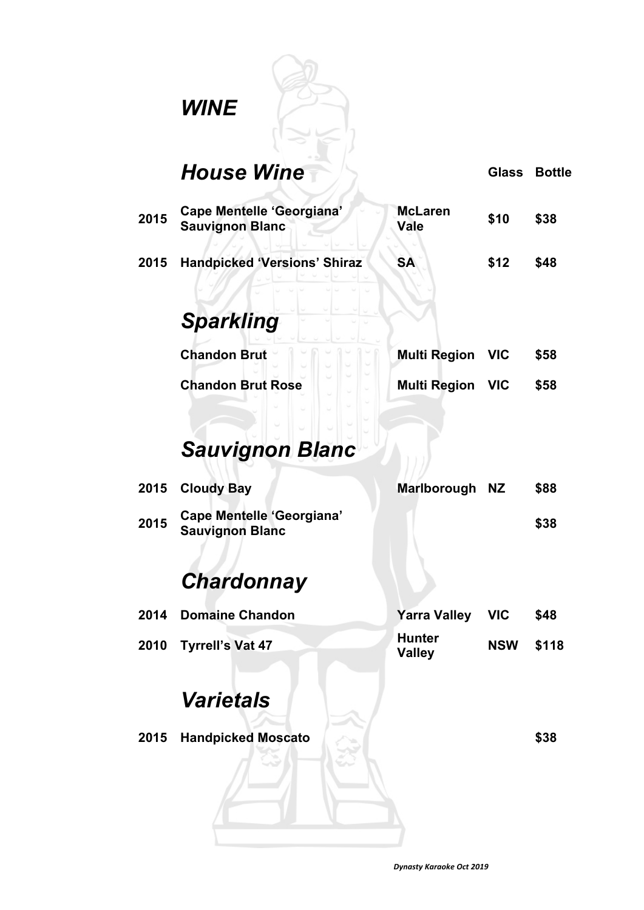# *WINE*

## *House Wine*

| | | | Glass | Bottle |
|---|---|---|---|---|
| 2015 | **Cape Mentelle 'Georgiana' Sauvignon Blanc** | **McLaren Vale** | $10 | $38 |
| 2015 | **Handpicked 'Versions' Shiraz** | **SA** | $12 | $48 |

## *Sparkling*

| | | | | |
|---|---|---|---|---|
| | **Chandon Brut** | **Multi Region** | **VIC** | **$58** |
| | **Chandon Brut Rose** | **Multi Region** | **VIC** | **$58** |

## *Sauvignon Blanc*

| | | | | |
|---|---|---|---|---|
| 2015 | **Cloudy Bay** | **Marlborough** | **NZ** | **$88** |
| 2015 | **Cape Mentelle 'Georgiana' Sauvignon Blanc** | | | **$38** |

## *Chardonnay*

| | | | | |
|---|---|---|---|---|
| 2014 | **Domaine Chandon** | **Yarra Valley** | **VIC** | **$48** |
| 2010 | **Tyrrell's Vat 47** | **Hunter Valley** | **NSW** | **$118** |

## *Varietals*

| | | | | |
|---|---|---|---|---|
| 2015 | **Handpicked Moscato** | | | **$38** |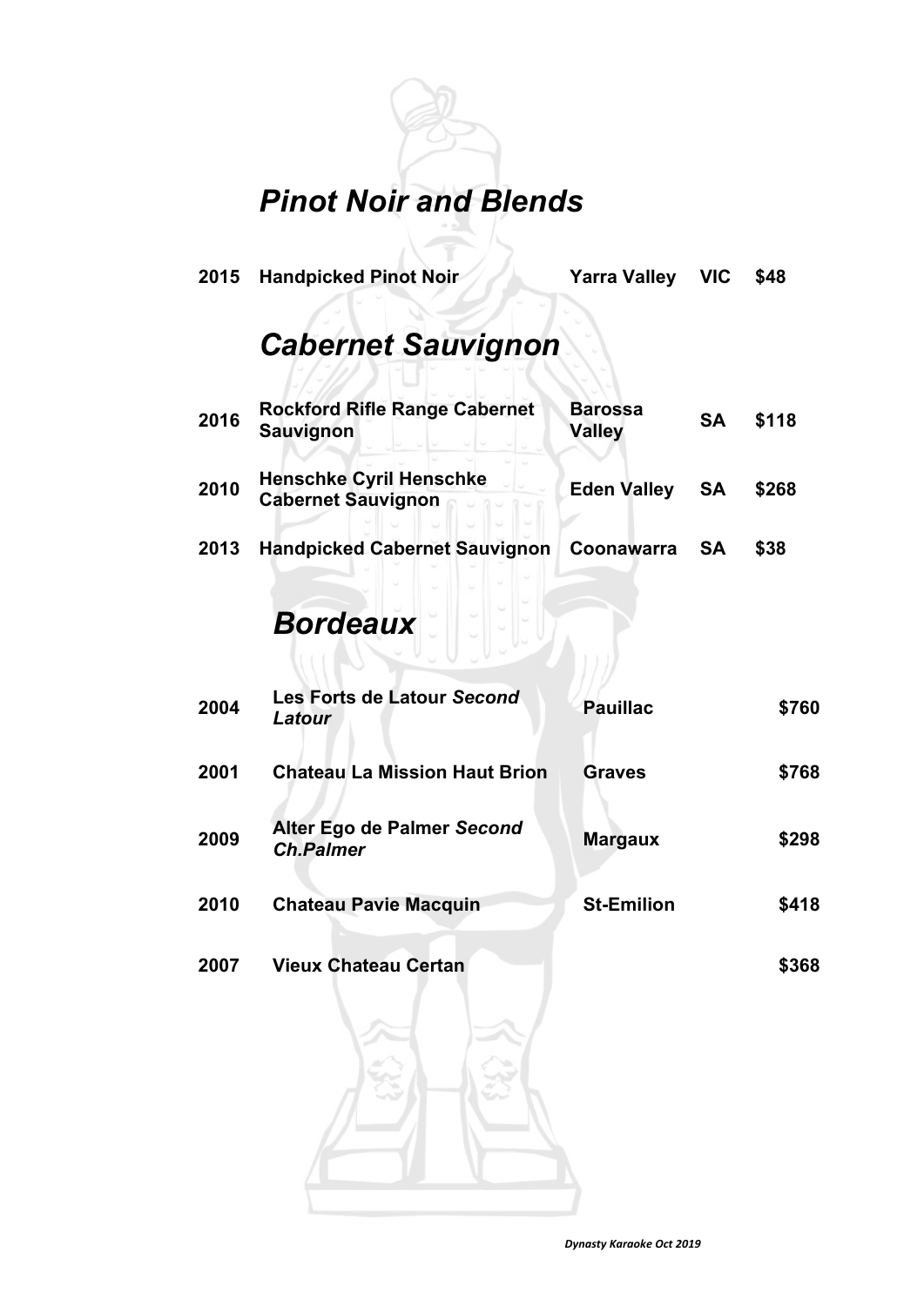# *Pinot Noir and Blends*

| | | | | |
|---|---|---|---|---|
| **2015** | **Handpicked Pinot Noir** | **Yarra Valley** | **VIC** | **$48** |

# *Cabernet Sauvignon*

| | | | | |
|---|---|---|---|---|
| **2016** | **Rockford Rifle Range Cabernet Sauvignon** | **Barossa Valley** | **SA** | **$118** |
| **2010** | **Henschke Cyril Henschke Cabernet Sauvignon** | **Eden Valley** | **SA** | **$268** |
| **2013** | **Handpicked Cabernet Sauvignon** | **Coonawarra** | **SA** | **$38** |

# *Bordeaux*

| | | | |
|---|---|---|---|
| **2004** | **Les Forts de Latour** ***Second Latour*** | **Pauillac** | **$760** |
| **2001** | **Chateau La Mission Haut Brion** | **Graves** | **$768** |
| **2009** | **Alter Ego de Palmer** ***Second Ch.Palmer*** | **Margaux** | **$298** |
| **2010** | **Chateau Pavie Macquin** | **St-Emilion** | **$418** |
| **2007** | **Vieux Chateau Certan** | | **$368** |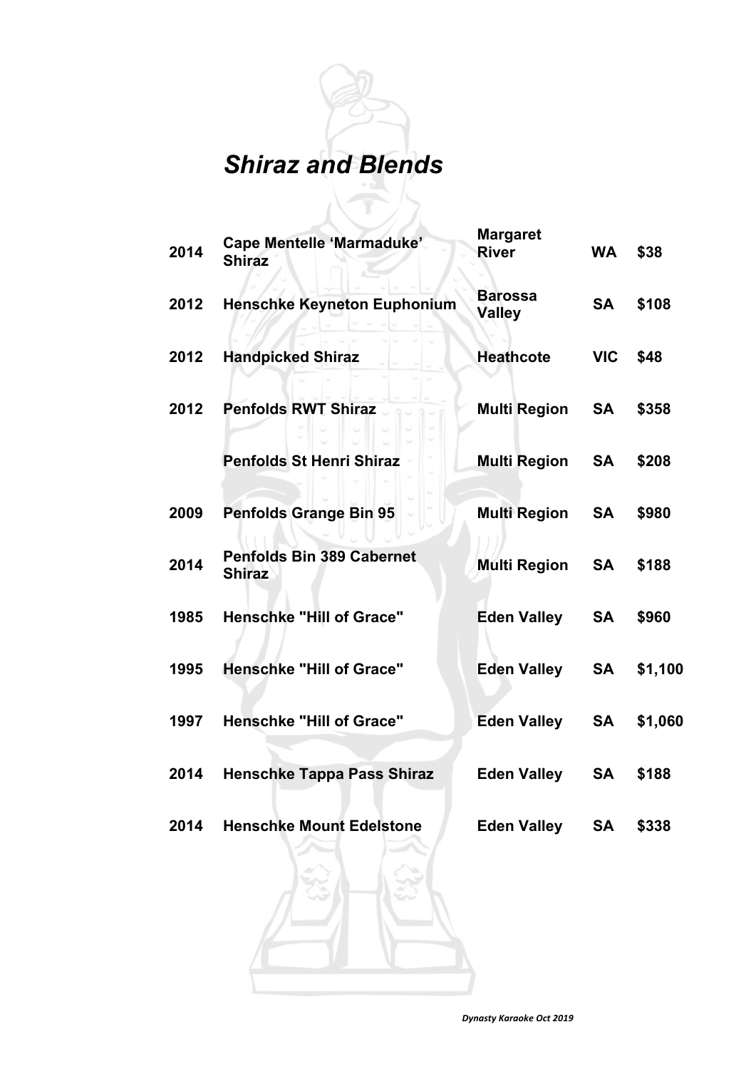# *Shiraz and Blends*

| | | | | |
|---|---|---|---|---|
| **2014** | **Cape Mentelle 'Marmaduke' Shiraz** | **Margaret River** | **WA** | **$38** |
| **2012** | **Henschke Keyneton Euphonium** | **Barossa Valley** | **SA** | **$108** |
| **2012** | **Handpicked Shiraz** | **Heathcote** | **VIC** | **$48** |
| **2012** | **Penfolds RWT Shiraz** | **Multi Region** | **SA** | **$358** |
| | **Penfolds St Henri Shiraz** | **Multi Region** | **SA** | **$208** |
| **2009** | **Penfolds Grange Bin 95** | **Multi Region** | **SA** | **$980** |
| **2014** | **Penfolds Bin 389 Cabernet Shiraz** | **Multi Region** | **SA** | **$188** |
| **1985** | **Henschke "Hill of Grace"** | **Eden Valley** | **SA** | **$960** |
| **1995** | **Henschke "Hill of Grace"** | **Eden Valley** | **SA** | **$1,100** |
| **1997** | **Henschke "Hill of Grace"** | **Eden Valley** | **SA** | **$1,060** |
| **2014** | **Henschke Tappa Pass Shiraz** | **Eden Valley** | **SA** | **$188** |
| **2014** | **Henschke Mount Edelstone** | **Eden Valley** | **SA** | **$338** |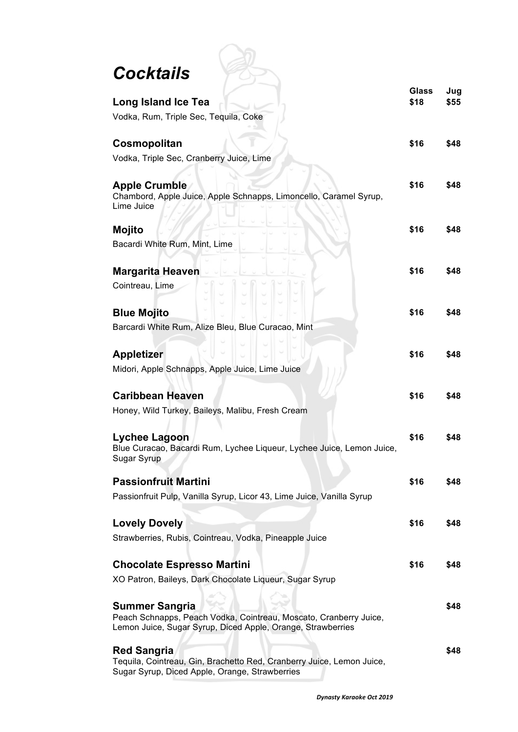# *Cocktails*

| | Glass | Jug |
|---|---|---|
| **Long Island Ice Tea**<br>Vodka, Rum, Triple Sec, Tequila, Coke | $18 | $55 |
| **Cosmopolitan**<br>Vodka, Triple Sec, Cranberry Juice, Lime | $16 | $48 |
| **Apple Crumble**<br>Chambord, Apple Juice, Apple Schnapps, Limoncello, Caramel Syrup, Lime Juice | $16 | $48 |
| **Mojito**<br>Bacardi White Rum, Mint, Lime | $16 | $48 |
| **Margarita Heaven**<br>Cointreau, Lime | $16 | $48 |
| **Blue Mojito**<br>Barcardi White Rum, Alize Bleu, Blue Curacao, Mint | $16 | $48 |
| **Appletizer**<br>Midori, Apple Schnapps, Apple Juice, Lime Juice | $16 | $48 |
| **Caribbean Heaven**<br>Honey, Wild Turkey, Baileys, Malibu, Fresh Cream | $16 | $48 |
| **Lychee Lagoon**<br>Blue Curacao, Bacardi Rum, Lychee Liqueur, Lychee Juice, Lemon Juice, Sugar Syrup | $16 | $48 |
| **Passionfruit Martini**<br>Passionfruit Pulp, Vanilla Syrup, Licor 43, Lime Juice, Vanilla Syrup | $16 | $48 |
| **Lovely Dovely**<br>Strawberries, Rubis, Cointreau, Vodka, Pineapple Juice | $16 | $48 |
| **Chocolate Espresso Martini**<br>XO Patron, Baileys, Dark Chocolate Liqueur, Sugar Syrup | $16 | $48 |
| **Summer Sangria**<br>Peach Schnapps, Peach Vodka, Cointreau, Moscato, Cranberry Juice, Lemon Juice, Sugar Syrup, Diced Apple, Orange, Strawberries | | $48 |
| **Red Sangria**<br>Tequila, Cointreau, Gin, Brachetto Red, Cranberry Juice, Lemon Juice, Sugar Syrup, Diced Apple, Orange, Strawberries | | $48 |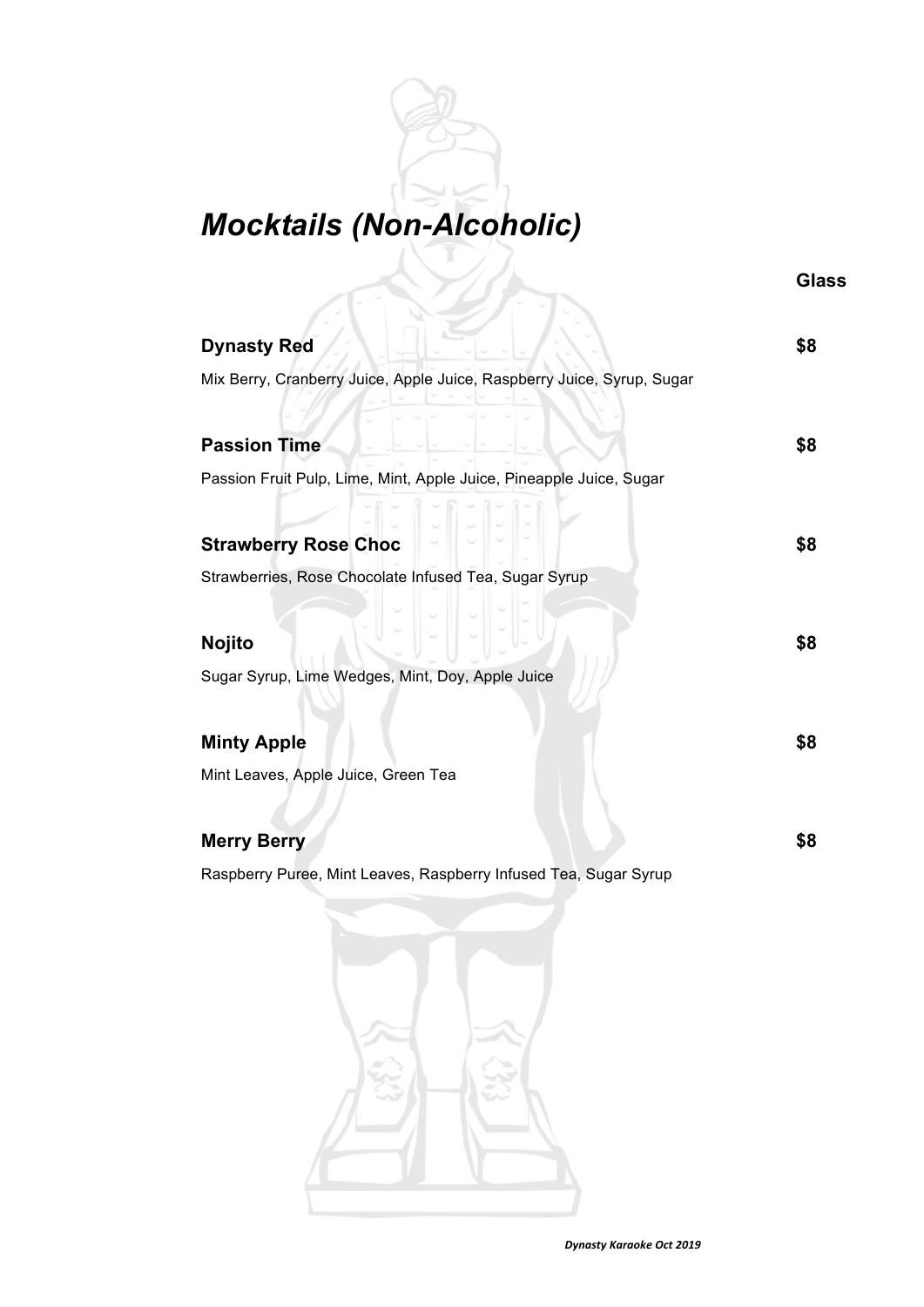# *Mocktails (Non-Alcoholic)*

| | Glass |
|---|---|
| **Dynasty Red**<br>Mix Berry, Cranberry Juice, Apple Juice, Raspberry Juice, Syrup, Sugar | **$8** |
| **Passion Time**<br>Passion Fruit Pulp, Lime, Mint, Apple Juice, Pineapple Juice, Sugar | **$8** |
| **Strawberry Rose Choc**<br>Strawberries, Rose Chocolate Infused Tea, Sugar Syrup | **$8** |
| **Nojito**<br>Sugar Syrup, Lime Wedges, Mint, Doy, Apple Juice | **$8** |
| **Minty Apple**<br>Mint Leaves, Apple Juice, Green Tea | **$8** |
| **Merry Berry**<br>Raspberry Puree, Mint Leaves, Raspberry Infused Tea, Sugar Syrup | **$8** |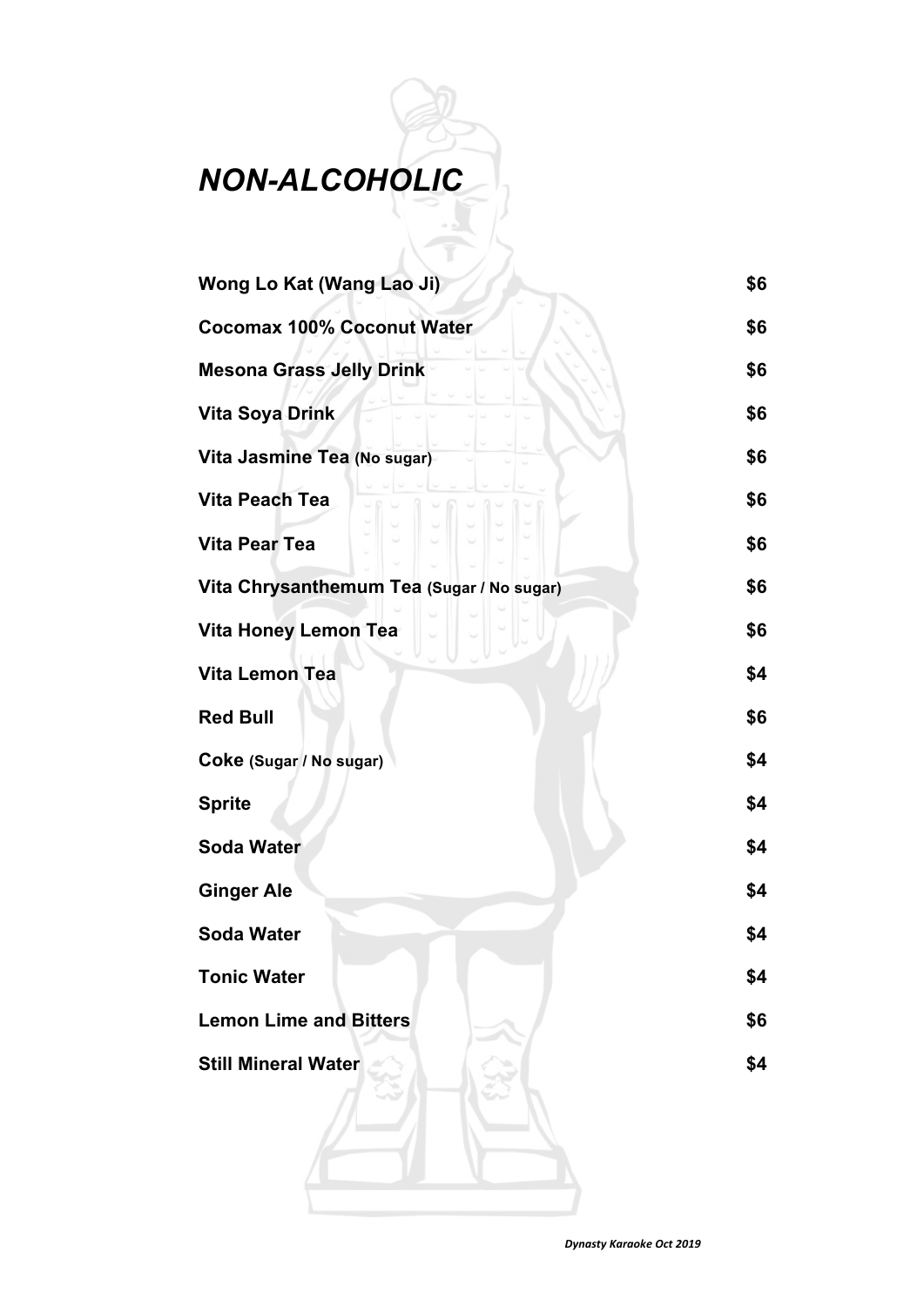# *NON-ALCOHOLIC*

| Item | Price |
|---|---|
| **Wong Lo Kat (Wang Lao Ji)** | **$6** |
| **Cocomax 100% Coconut Water** | **$6** |
| **Mesona Grass Jelly Drink** | **$6** |
| **Vita Soya Drink** | **$6** |
| **Vita Jasmine Tea (No sugar)** | **$6** |
| **Vita Peach Tea** | **$6** |
| **Vita Pear Tea** | **$6** |
| **Vita Chrysanthemum Tea (Sugar / No sugar)** | **$6** |
| **Vita Honey Lemon Tea** | **$6** |
| **Vita Lemon Tea** | **$4** |
| **Red Bull** | **$6** |
| **Coke (Sugar / No sugar)** | **$4** |
| **Sprite** | **$4** |
| **Soda Water** | **$4** |
| **Ginger Ale** | **$4** |
| **Soda Water** | **$4** |
| **Tonic Water** | **$4** |
| **Lemon Lime and Bitters** | **$6** |
| **Still Mineral Water** | **$4** |

*Dynasty Karaoke Oct 2019*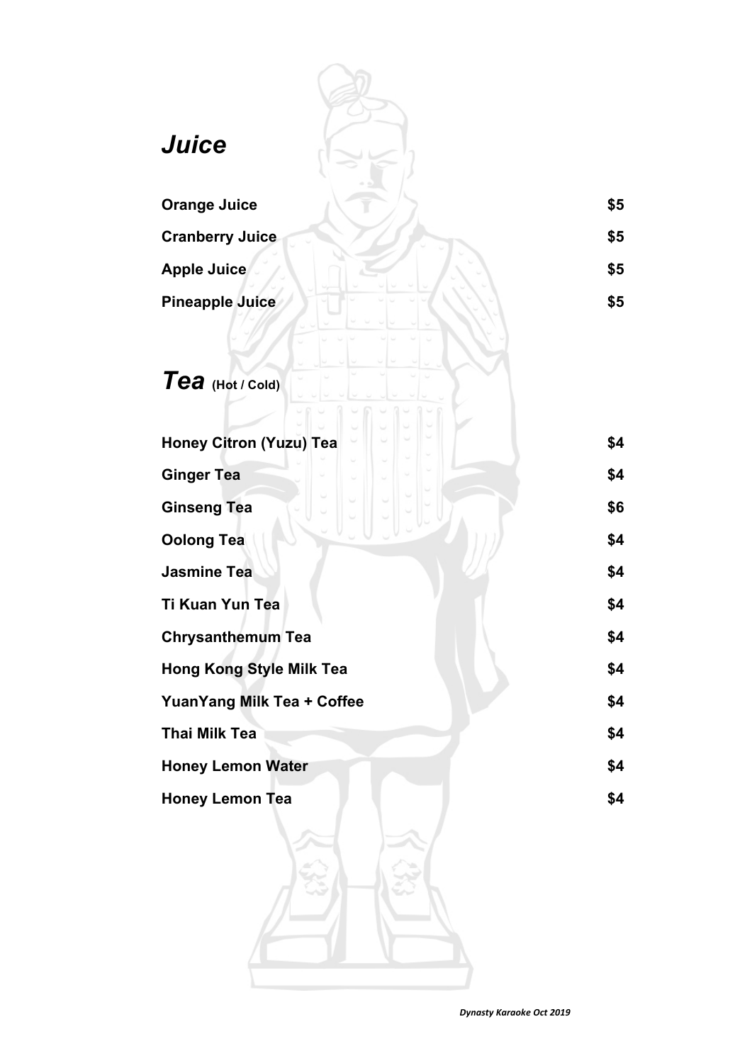# *Juice*

| | |
|---|---|
| **Orange Juice** | **$5** |
| **Cranberry Juice** | **$5** |
| **Apple Juice** | **$5** |
| **Pineapple Juice** | **$5** |

# *Tea* (Hot / Cold)

| | |
|---|---|
| **Honey Citron (Yuzu) Tea** | **$4** |
| **Ginger Tea** | **$4** |
| **Ginseng Tea** | **$6** |
| **Oolong Tea** | **$4** |
| **Jasmine Tea** | **$4** |
| **Ti Kuan Yun Tea** | **$4** |
| **Chrysanthemum Tea** | **$4** |
| **Hong Kong Style Milk Tea** | **$4** |
| **YuanYang Milk Tea + Coffee** | **$4** |
| **Thai Milk Tea** | **$4** |
| **Honey Lemon Water** | **$4** |
| **Honey Lemon Tea** | **$4** |